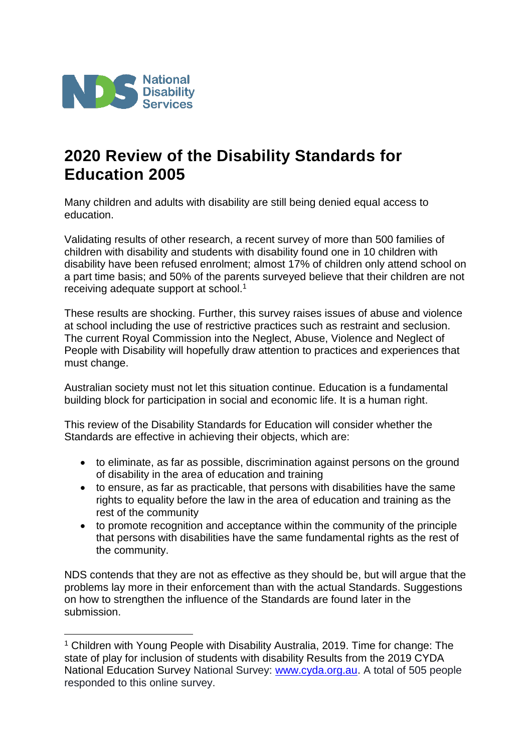National Disability Services

# 2020 Review of the Disability Standards for Education 2005

Many children and adults with disability are still being denied equal access to education.

Validating results of other research, a recent survey of more than 500 families of children with disability and students with disability found one in 10 children with disability have been refused enrolment; almost 17% of children only attend school on a part time basis; and 50% of the parents surveyed believe that their children are not receiving adequate support at school.[1]

These results are shocking. Further, this survey raises issues of abuse and violence at school including the use of restrictive practices such as restraint and seclusion. The current Royal Commission into the Neglect, Abuse, Violence and Neglect of People with Disability will hopefully draw attention to practices and experiences that must change.

Australian society must not let this situation continue. Education is a fundamental building block for participation in social and economic life. It is a human right.

This review of the Disability Standards for Education will consider whether the Standards are effective in achieving their objects, which are:

- to eliminate, as far as possible, discrimination against persons on the ground of disability in the area of education and training
- to ensure, as far as practicable, that persons with disabilities have the same rights to equality before the law in the area of education and training as the rest of the community
- to promote recognition and acceptance within the community of the principle that persons with disabilities have the same fundamental rights as the rest of the community.

NDS contends that they are not as effective as they should be, but will argue that the problems lay more in their enforcement than with the actual Standards. Suggestions on how to strengthen the influence of the Standards are found later in the submission.

---

[1] Children with Young People with Disability Australia, 2019. Time for change: The state of play for inclusion of students with disability Results from the 2019 CYDA National Education Survey National Survey: www.cyda.org.au. A total of 505 people responded to this online survey.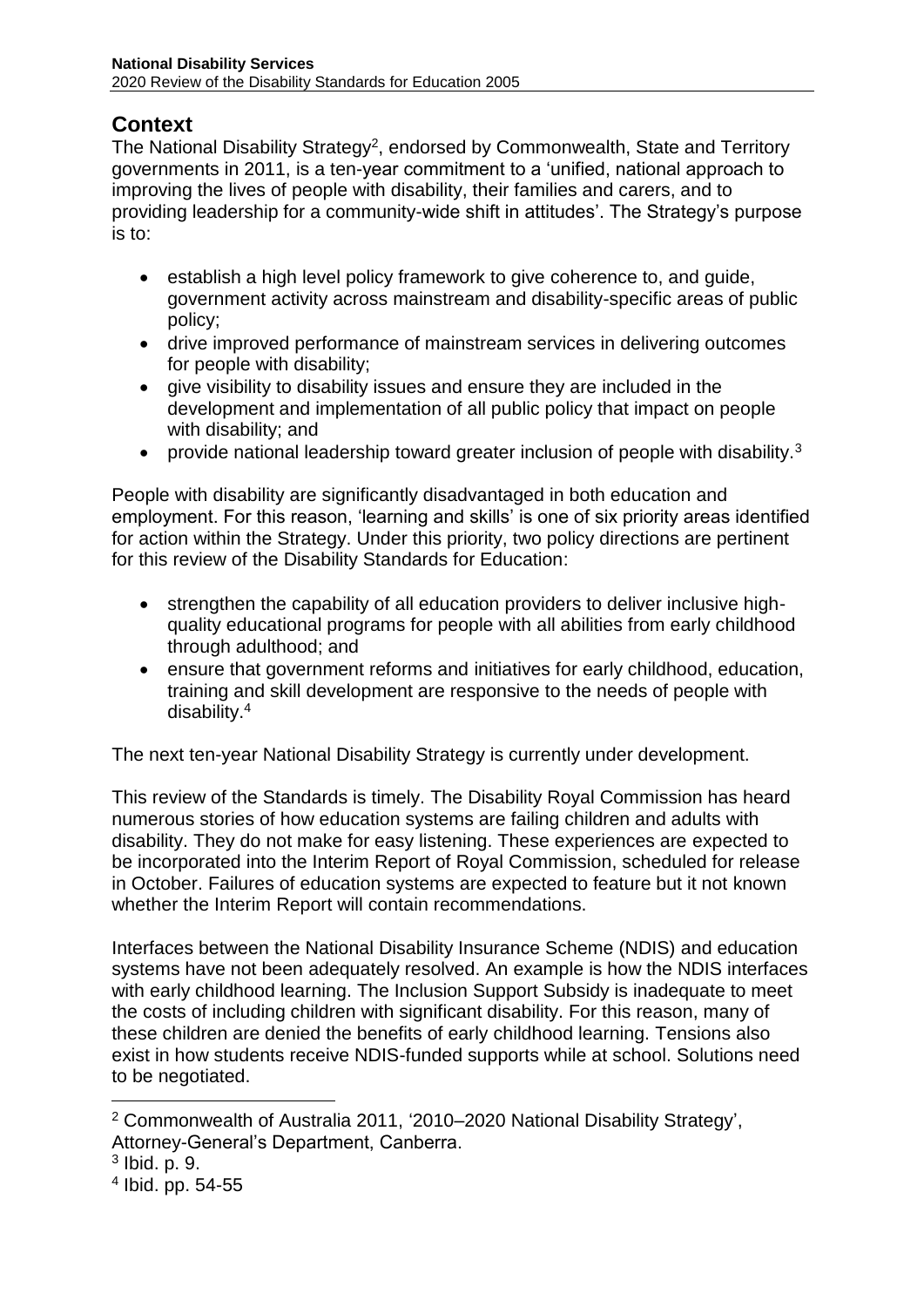## Context

The National Disability Strategy[2], endorsed by Commonwealth, State and Territory governments in 2011, is a ten-year commitment to a 'unified, national approach to improving the lives of people with disability, their families and carers, and to providing leadership for a community-wide shift in attitudes'. The Strategy's purpose is to:

- establish a high level policy framework to give coherence to, and guide, government activity across mainstream and disability-specific areas of public policy;
- drive improved performance of mainstream services in delivering outcomes for people with disability;
- give visibility to disability issues and ensure they are included in the development and implementation of all public policy that impact on people with disability; and
- provide national leadership toward greater inclusion of people with disability.[3]

People with disability are significantly disadvantaged in both education and employment. For this reason, 'learning and skills' is one of six priority areas identified for action within the Strategy. Under this priority, two policy directions are pertinent for this review of the Disability Standards for Education:

- strengthen the capability of all education providers to deliver inclusive high-quality educational programs for people with all abilities from early childhood through adulthood; and
- ensure that government reforms and initiatives for early childhood, education, training and skill development are responsive to the needs of people with disability.[4]

The next ten-year National Disability Strategy is currently under development.

This review of the Standards is timely. The Disability Royal Commission has heard numerous stories of how education systems are failing children and adults with disability. They do not make for easy listening. These experiences are expected to be incorporated into the Interim Report of Royal Commission, scheduled for release in October. Failures of education systems are expected to feature but it not known whether the Interim Report will contain recommendations.

Interfaces between the National Disability Insurance Scheme (NDIS) and education systems have not been adequately resolved. An example is how the NDIS interfaces with early childhood learning. The Inclusion Support Subsidy is inadequate to meet the costs of including children with significant disability. For this reason, many of these children are denied the benefits of early childhood learning. Tensions also exist in how students receive NDIS-funded supports while at school. Solutions need to be negotiated.

---

[2] Commonwealth of Australia 2011, '2010–2020 National Disability Strategy', Attorney-General's Department, Canberra.

[3] Ibid. p. 9.

[4] Ibid. pp. 54-55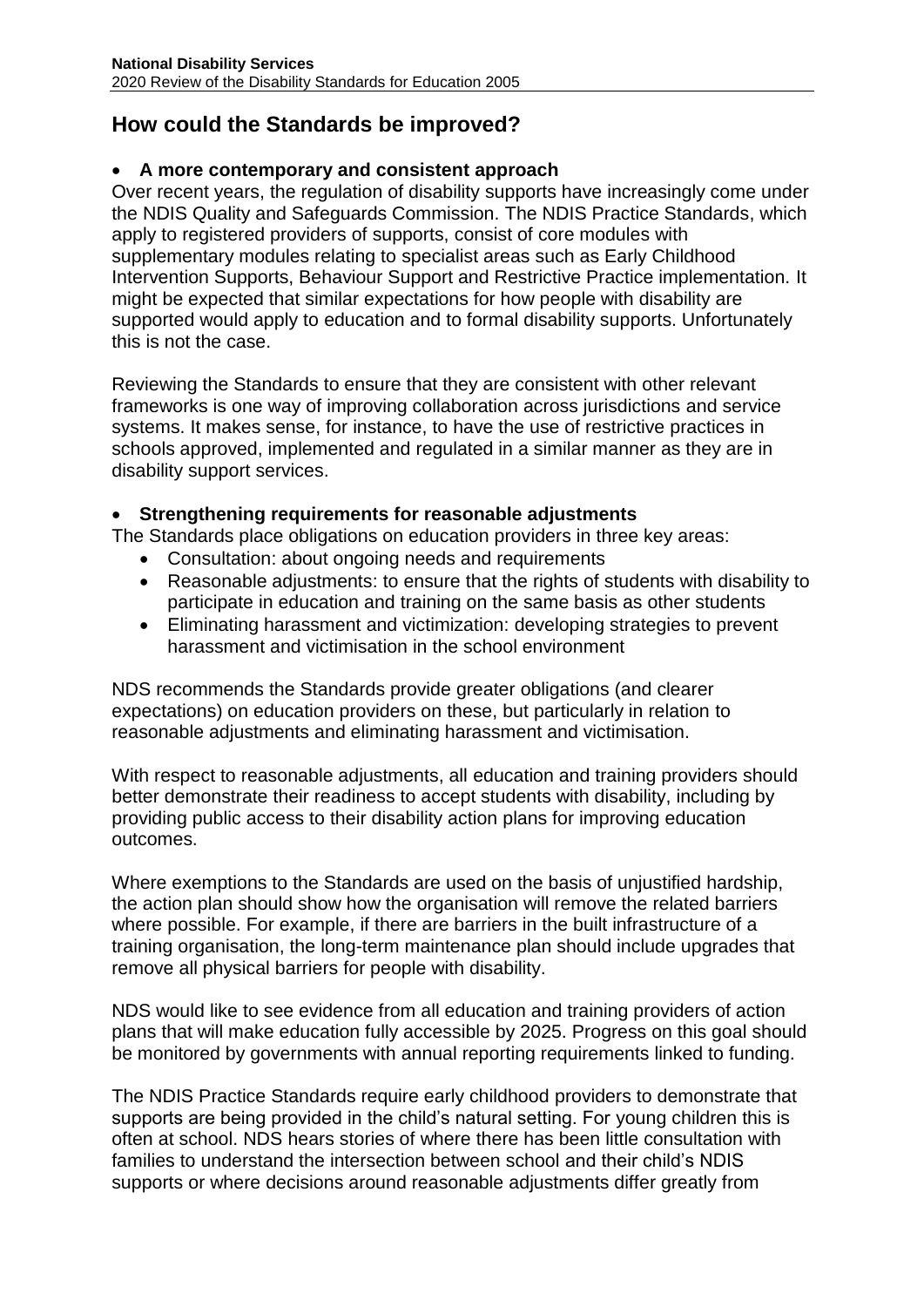## How could the Standards be improved?

- **A more contemporary and consistent approach**

Over recent years, the regulation of disability supports have increasingly come under the NDIS Quality and Safeguards Commission. The NDIS Practice Standards, which apply to registered providers of supports, consist of core modules with supplementary modules relating to specialist areas such as Early Childhood Intervention Supports, Behaviour Support and Restrictive Practice implementation. It might be expected that similar expectations for how people with disability are supported would apply to education and to formal disability supports. Unfortunately this is not the case.

Reviewing the Standards to ensure that they are consistent with other relevant frameworks is one way of improving collaboration across jurisdictions and service systems. It makes sense, for instance, to have the use of restrictive practices in schools approved, implemented and regulated in a similar manner as they are in disability support services.

- **Strengthening requirements for reasonable adjustments**

The Standards place obligations on education providers in three key areas:

- Consultation: about ongoing needs and requirements
- Reasonable adjustments: to ensure that the rights of students with disability to participate in education and training on the same basis as other students
- Eliminating harassment and victimization: developing strategies to prevent harassment and victimisation in the school environment

NDS recommends the Standards provide greater obligations (and clearer expectations) on education providers on these, but particularly in relation to reasonable adjustments and eliminating harassment and victimisation.

With respect to reasonable adjustments, all education and training providers should better demonstrate their readiness to accept students with disability, including by providing public access to their disability action plans for improving education outcomes.

Where exemptions to the Standards are used on the basis of unjustified hardship, the action plan should show how the organisation will remove the related barriers where possible. For example, if there are barriers in the built infrastructure of a training organisation, the long-term maintenance plan should include upgrades that remove all physical barriers for people with disability.

NDS would like to see evidence from all education and training providers of action plans that will make education fully accessible by 2025. Progress on this goal should be monitored by governments with annual reporting requirements linked to funding.

The NDIS Practice Standards require early childhood providers to demonstrate that supports are being provided in the child's natural setting. For young children this is often at school. NDS hears stories of where there has been little consultation with families to understand the intersection between school and their child's NDIS supports or where decisions around reasonable adjustments differ greatly from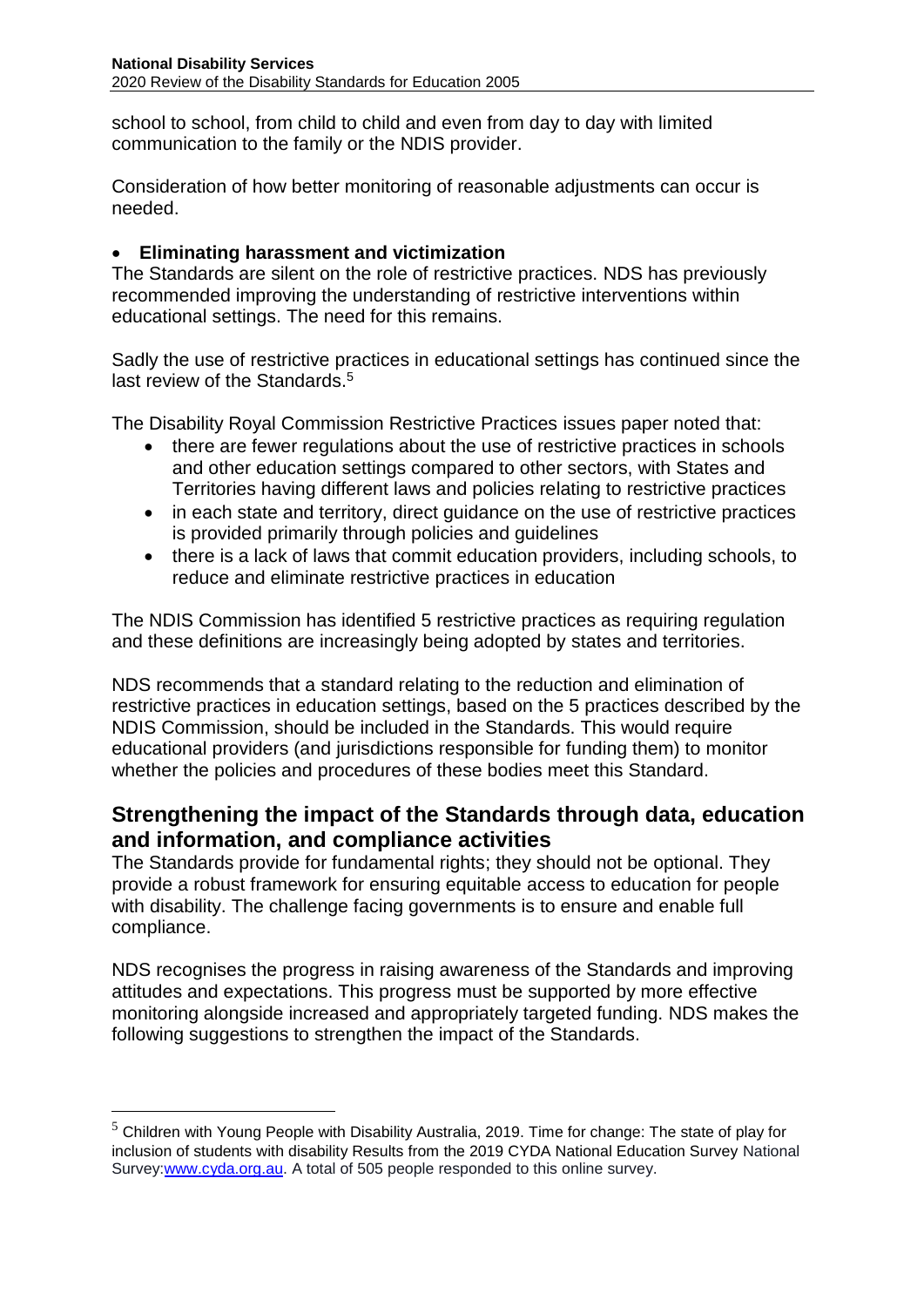school to school, from child to child and even from day to day with limited communication to the family or the NDIS provider.

Consideration of how better monitoring of reasonable adjustments can occur is needed.

- **Eliminating harassment and victimization**

The Standards are silent on the role of restrictive practices. NDS has previously recommended improving the understanding of restrictive interventions within educational settings. The need for this remains.

Sadly the use of restrictive practices in educational settings has continued since the last review of the Standards.[5]

The Disability Royal Commission Restrictive Practices issues paper noted that:

- there are fewer regulations about the use of restrictive practices in schools and other education settings compared to other sectors, with States and Territories having different laws and policies relating to restrictive practices
- in each state and territory, direct guidance on the use of restrictive practices is provided primarily through policies and guidelines
- there is a lack of laws that commit education providers, including schools, to reduce and eliminate restrictive practices in education

The NDIS Commission has identified 5 restrictive practices as requiring regulation and these definitions are increasingly being adopted by states and territories.

NDS recommends that a standard relating to the reduction and elimination of restrictive practices in education settings, based on the 5 practices described by the NDIS Commission, should be included in the Standards. This would require educational providers (and jurisdictions responsible for funding them) to monitor whether the policies and procedures of these bodies meet this Standard.

## Strengthening the impact of the Standards through data, education and information, and compliance activities

The Standards provide for fundamental rights; they should not be optional. They provide a robust framework for ensuring equitable access to education for people with disability. The challenge facing governments is to ensure and enable full compliance.

NDS recognises the progress in raising awareness of the Standards and improving attitudes and expectations. This progress must be supported by more effective monitoring alongside increased and appropriately targeted funding. NDS makes the following suggestions to strengthen the impact of the Standards.

---

[5] Children with Young People with Disability Australia, 2019. Time for change: The state of play for inclusion of students with disability Results from the 2019 CYDA National Education Survey National Survey:www.cyda.org.au. A total of 505 people responded to this online survey.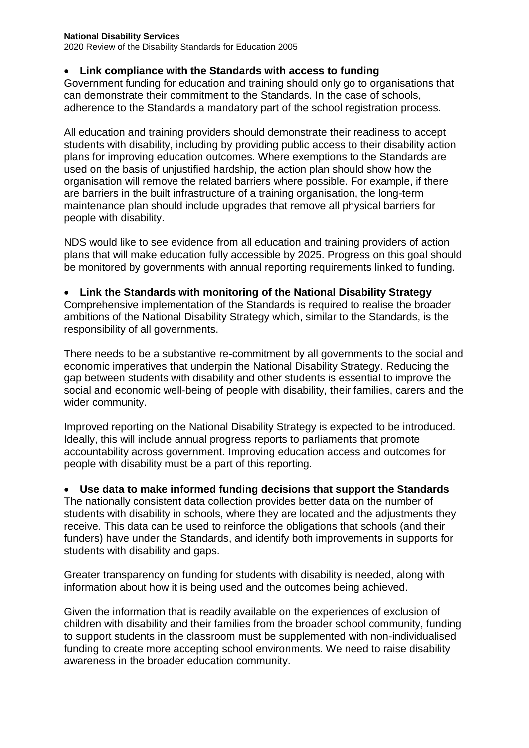- **Link compliance with the Standards with access to funding**

Government funding for education and training should only go to organisations that can demonstrate their commitment to the Standards. In the case of schools, adherence to the Standards a mandatory part of the school registration process.

All education and training providers should demonstrate their readiness to accept students with disability, including by providing public access to their disability action plans for improving education outcomes. Where exemptions to the Standards are used on the basis of unjustified hardship, the action plan should show how the organisation will remove the related barriers where possible. For example, if there are barriers in the built infrastructure of a training organisation, the long-term maintenance plan should include upgrades that remove all physical barriers for people with disability.

NDS would like to see evidence from all education and training providers of action plans that will make education fully accessible by 2025. Progress on this goal should be monitored by governments with annual reporting requirements linked to funding.

- **Link the Standards with monitoring of the National Disability Strategy**

Comprehensive implementation of the Standards is required to realise the broader ambitions of the National Disability Strategy which, similar to the Standards, is the responsibility of all governments.

There needs to be a substantive re-commitment by all governments to the social and economic imperatives that underpin the National Disability Strategy. Reducing the gap between students with disability and other students is essential to improve the social and economic well-being of people with disability, their families, carers and the wider community.

Improved reporting on the National Disability Strategy is expected to be introduced. Ideally, this will include annual progress reports to parliaments that promote accountability across government. Improving education access and outcomes for people with disability must be a part of this reporting.

- **Use data to make informed funding decisions that support the Standards**

The nationally consistent data collection provides better data on the number of students with disability in schools, where they are located and the adjustments they receive. This data can be used to reinforce the obligations that schools (and their funders) have under the Standards, and identify both improvements in supports for students with disability and gaps.

Greater transparency on funding for students with disability is needed, along with information about how it is being used and the outcomes being achieved.

Given the information that is readily available on the experiences of exclusion of children with disability and their families from the broader school community, funding to support students in the classroom must be supplemented with non-individualised funding to create more accepting school environments. We need to raise disability awareness in the broader education community.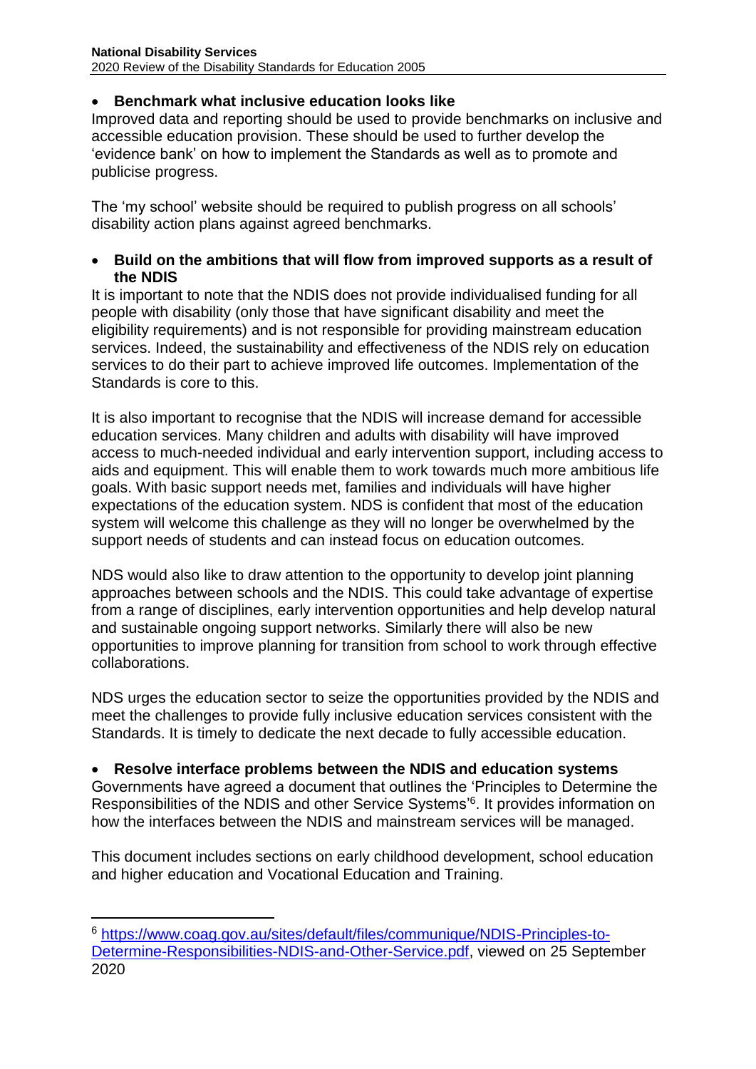- **Benchmark what inclusive education looks like**

Improved data and reporting should be used to provide benchmarks on inclusive and accessible education provision. These should be used to further develop the 'evidence bank' on how to implement the Standards as well as to promote and publicise progress.

The 'my school' website should be required to publish progress on all schools' disability action plans against agreed benchmarks.

- **Build on the ambitions that will flow from improved supports as a result of the NDIS**

It is important to note that the NDIS does not provide individualised funding for all people with disability (only those that have significant disability and meet the eligibility requirements) and is not responsible for providing mainstream education services. Indeed, the sustainability and effectiveness of the NDIS rely on education services to do their part to achieve improved life outcomes. Implementation of the Standards is core to this.

It is also important to recognise that the NDIS will increase demand for accessible education services. Many children and adults with disability will have improved access to much-needed individual and early intervention support, including access to aids and equipment. This will enable them to work towards much more ambitious life goals. With basic support needs met, families and individuals will have higher expectations of the education system. NDS is confident that most of the education system will welcome this challenge as they will no longer be overwhelmed by the support needs of students and can instead focus on education outcomes.

NDS would also like to draw attention to the opportunity to develop joint planning approaches between schools and the NDIS. This could take advantage of expertise from a range of disciplines, early intervention opportunities and help develop natural and sustainable ongoing support networks. Similarly there will also be new opportunities to improve planning for transition from school to work through effective collaborations.

NDS urges the education sector to seize the opportunities provided by the NDIS and meet the challenges to provide fully inclusive education services consistent with the Standards. It is timely to dedicate the next decade to fully accessible education.

- **Resolve interface problems between the NDIS and education systems**

Governments have agreed a document that outlines the 'Principles to Determine the Responsibilities of the NDIS and other Service Systems'[6]. It provides information on how the interfaces between the NDIS and mainstream services will be managed.

This document includes sections on early childhood development, school education and higher education and Vocational Education and Training.

---

[6] https://www.coag.gov.au/sites/default/files/communique/NDIS-Principles-to-Determine-Responsibilities-NDIS-and-Other-Service.pdf, viewed on 25 September 2020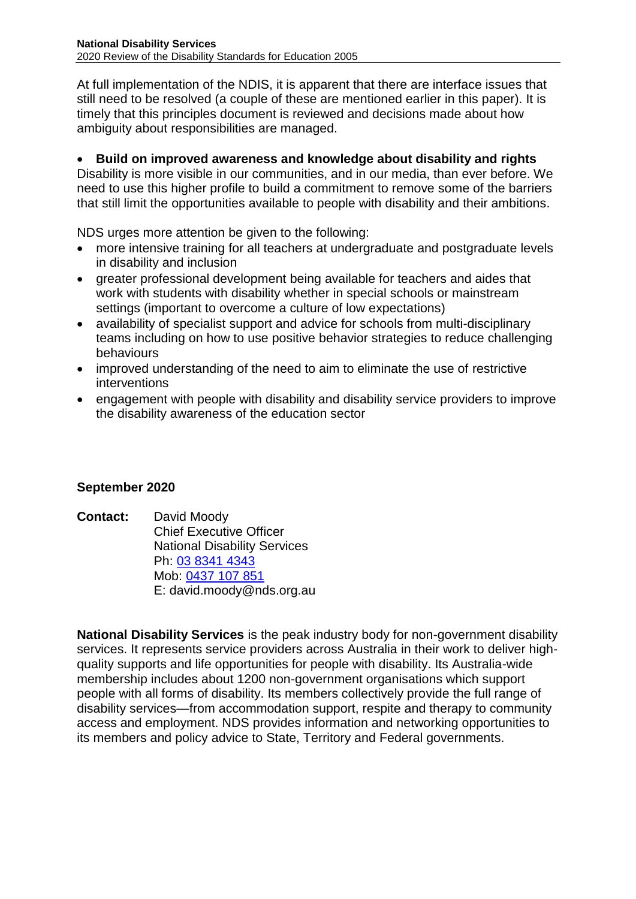At full implementation of the NDIS, it is apparent that there are interface issues that still need to be resolved (a couple of these are mentioned earlier in this paper). It is timely that this principles document is reviewed and decisions made about how ambiguity about responsibilities are managed.

- **Build on improved awareness and knowledge about disability and rights**

Disability is more visible in our communities, and in our media, than ever before. We need to use this higher profile to build a commitment to remove some of the barriers that still limit the opportunities available to people with disability and their ambitions.

NDS urges more attention be given to the following:

- more intensive training for all teachers at undergraduate and postgraduate levels in disability and inclusion
- greater professional development being available for teachers and aides that work with students with disability whether in special schools or mainstream settings (important to overcome a culture of low expectations)
- availability of specialist support and advice for schools from multi-disciplinary teams including on how to use positive behavior strategies to reduce challenging behaviours
- improved understanding of the need to aim to eliminate the use of restrictive interventions
- engagement with people with disability and disability service providers to improve the disability awareness of the education sector

**September 2020**

**Contact:** David Moody
Chief Executive Officer
National Disability Services
Ph: 03 8341 4343
Mob: 0437 107 851
E: david.moody@nds.org.au

**National Disability Services** is the peak industry body for non-government disability services. It represents service providers across Australia in their work to deliver high-quality supports and life opportunities for people with disability. Its Australia-wide membership includes about 1200 non-government organisations which support people with all forms of disability. Its members collectively provide the full range of disability services—from accommodation support, respite and therapy to community access and employment. NDS provides information and networking opportunities to its members and policy advice to State, Territory and Federal governments.